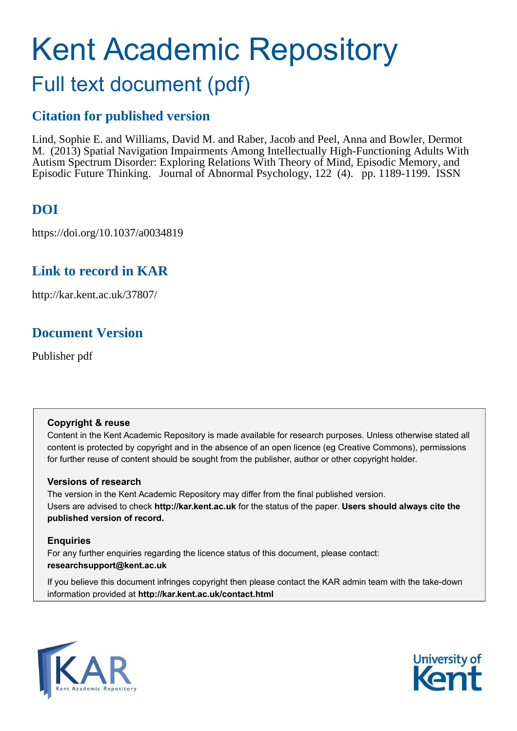# Kent Academic Repository

## Full text document (pdf)

### Citation for published version

Lind, Sophie E. and Williams, David M. and Raber, Jacob and Peel, Anna and Bowler, Dermot M. (2013) Spatial Navigation Impairments Among Intellectually High-Functioning Adults With Autism Spectrum Disorder: Exploring Relations With Theory of Mind, Episodic Memory, and Episodic Future Thinking. Journal of Abnormal Psychology, 122 (4). pp. 1189-1199. ISSN

### DOI

https://doi.org/10.1037/a0034819

### Link to record in KAR

http://kar.kent.ac.uk/37807/

### Document Version

Publisher pdf

**Copyright & reuse**

Content in the Kent Academic Repository is made available for research purposes. Unless otherwise stated all content is protected by copyright and in the absence of an open licence (eg Creative Commons), permissions for further reuse of content should be sought from the publisher, author or other copyright holder.

**Versions of research**

The version in the Kent Academic Repository may differ from the final published version. Users are advised to check **http://kar.kent.ac.uk** for the status of the paper. **Users should always cite the published version of record.**

**Enquiries**

For any further enquiries regarding the licence status of this document, please contact: **researchsupport@kent.ac.uk**

If you believe this document infringes copyright then please contact the KAR admin team with the take-down information provided at **http://kar.kent.ac.uk/contact.html**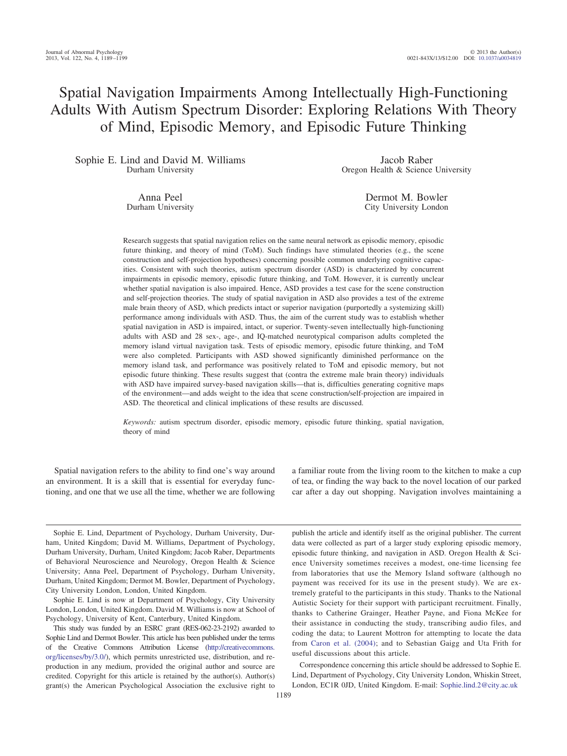# Spatial Navigation Impairments Among Intellectually High-Functioning Adults With Autism Spectrum Disorder: Exploring Relations With Theory of Mind, Episodic Memory, and Episodic Future Thinking

Sophie E. Lind and David M. Williams
Durham University

Jacob Raber
Oregon Health & Science University

Anna Peel
Durham University

Dermot M. Bowler
City University London

Research suggests that spatial navigation relies on the same neural network as episodic memory, episodic future thinking, and theory of mind (ToM). Such findings have stimulated theories (e.g., the scene construction and self-projection hypotheses) concerning possible common underlying cognitive capacities. Consistent with such theories, autism spectrum disorder (ASD) is characterized by concurrent impairments in episodic memory, episodic future thinking, and ToM. However, it is currently unclear whether spatial navigation is also impaired. Hence, ASD provides a test case for the scene construction and self-projection theories. The study of spatial navigation in ASD also provides a test of the extreme male brain theory of ASD, which predicts intact or superior navigation (purportedly a systemizing skill) performance among individuals with ASD. Thus, the aim of the current study was to establish whether spatial navigation in ASD is impaired, intact, or superior. Twenty-seven intellectually high-functioning adults with ASD and 28 sex-, age-, and IQ-matched neurotypical comparison adults completed the memory island virtual navigation task. Tests of episodic memory, episodic future thinking, and ToM were also completed. Participants with ASD showed significantly diminished performance on the memory island task, and performance was positively related to ToM and episodic memory, but not episodic future thinking. These results suggest that (contra the extreme male brain theory) individuals with ASD have impaired survey-based navigation skills—that is, difficulties generating cognitive maps of the environment—and adds weight to the idea that scene construction/self-projection are impaired in ASD. The theoretical and clinical implications of these results are discussed.

*Keywords:* autism spectrum disorder, episodic memory, episodic future thinking, spatial navigation, theory of mind

Spatial navigation refers to the ability to find one's way around an environment. It is a skill that is essential for everyday functioning, and one that we use all the time, whether we are following a familiar route from the living room to the kitchen to make a cup of tea, or finding the way back to the novel location of our parked car after a day out shopping. Navigation involves maintaining a

---

Sophie E. Lind, Department of Psychology, Durham University, Durham, United Kingdom; David M. Williams, Department of Psychology, Durham University, Durham, United Kingdom; Jacob Raber, Departments of Behavioral Neuroscience and Neurology, Oregon Health & Science University; Anna Peel, Department of Psychology, Durham University, Durham, United Kingdom; Dermot M. Bowler, Department of Psychology, City University London, London, United Kingdom.

Sophie E. Lind is now at Department of Psychology, City University London, London, United Kingdom. David M. Williams is now at School of Psychology, University of Kent, Canterbury, United Kingdom.

This study was funded by an ESRC grant (RES-062-23-2192) awarded to Sophie Lind and Dermot Bowler. This article has been published under the terms of the Creative Commons Attribution License (http://creativecommons.org/licenses/by/3.0/), which permits unrestricted use, distribution, and reproduction in any medium, provided the original author and source are credited. Copyright for this article is retained by the author(s). Author(s) grant(s) the American Psychological Association the exclusive right to publish the article and identify itself as the original publisher. The current data were collected as part of a larger study exploring episodic memory, episodic future thinking, and navigation in ASD. Oregon Health & Science University sometimes receives a modest, one-time licensing fee from laboratories that use the Memory Island software (although no payment was received for its use in the present study). We are extremely grateful to the participants in this study. Thanks to the National Autistic Society for their support with participant recruitment. Finally, thanks to Catherine Grainger, Heather Payne, and Fiona McKee for their assistance in conducting the study, transcribing audio files, and coding the data; to Laurent Mottron for attempting to locate the data from Caron et al. (2004); and to Sebastian Gaigg and Uta Frith for useful discussions about this article.

Correspondence concerning this article should be addressed to Sophie E. Lind, Department of Psychology, City University London, Whiskin Street, London, EC1R 0JD, United Kingdom. E-mail: Sophie.lind.2@city.ac.uk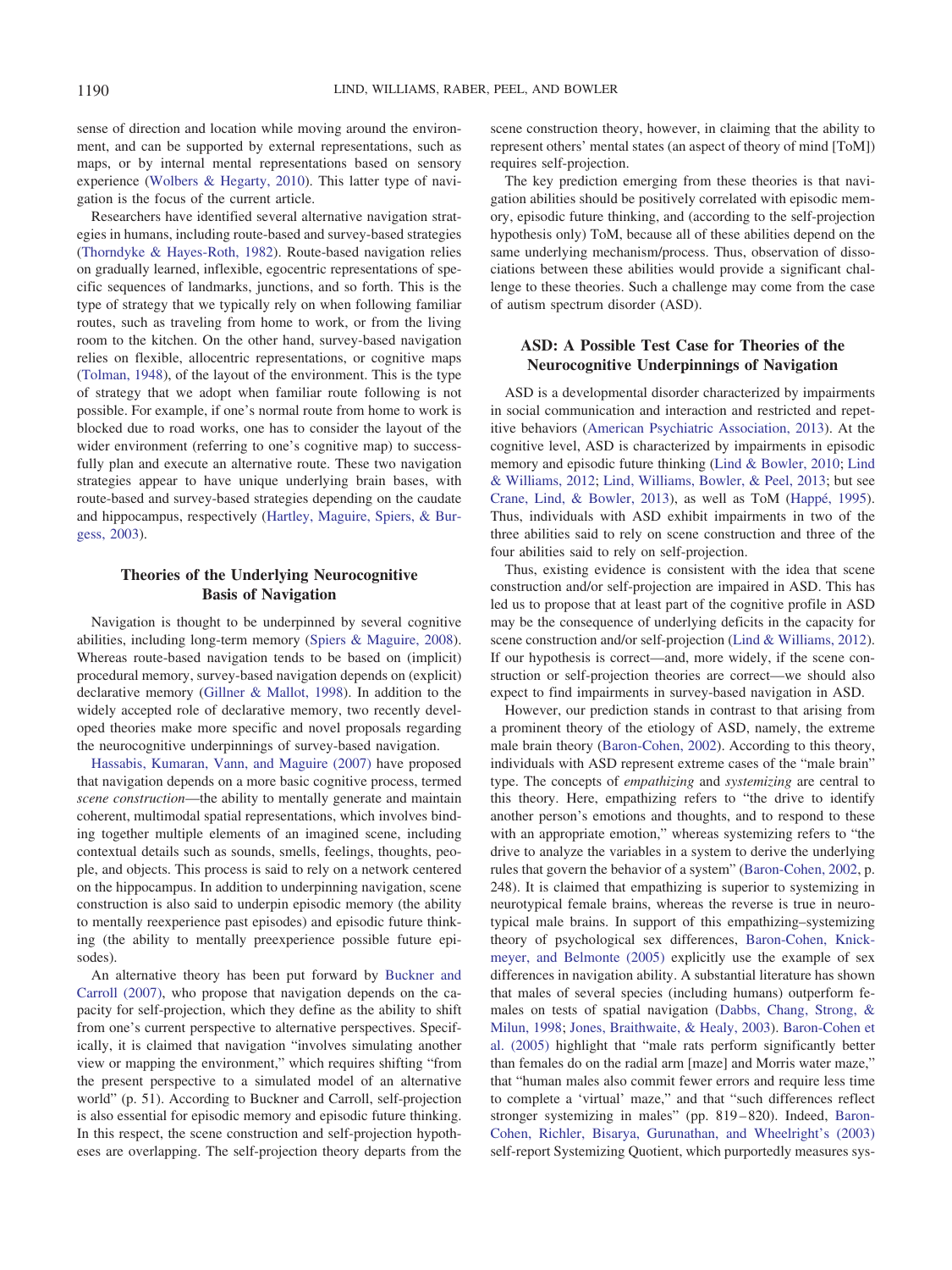sense of direction and location while moving around the environment, and can be supported by external representations, such as maps, or by internal mental representations based on sensory experience (Wolbers & Hegarty, 2010). This latter type of navigation is the focus of the current article.

Researchers have identified several alternative navigation strategies in humans, including route-based and survey-based strategies (Thorndyke & Hayes-Roth, 1982). Route-based navigation relies on gradually learned, inflexible, egocentric representations of specific sequences of landmarks, junctions, and so forth. This is the type of strategy that we typically rely on when following familiar routes, such as traveling from home to work, or from the living room to the kitchen. On the other hand, survey-based navigation relies on flexible, allocentric representations, or cognitive maps (Tolman, 1948), of the layout of the environment. This is the type of strategy that we adopt when familiar route following is not possible. For example, if one's normal route from home to work is blocked due to road works, one has to consider the layout of the wider environment (referring to one's cognitive map) to successfully plan and execute an alternative route. These two navigation strategies appear to have unique underlying brain bases, with route-based and survey-based strategies depending on the caudate and hippocampus, respectively (Hartley, Maguire, Spiers, & Burgess, 2003).

## Theories of the Underlying Neurocognitive Basis of Navigation

Navigation is thought to be underpinned by several cognitive abilities, including long-term memory (Spiers & Maguire, 2008). Whereas route-based navigation tends to be based on (implicit) procedural memory, survey-based navigation depends on (explicit) declarative memory (Gillner & Mallot, 1998). In addition to the widely accepted role of declarative memory, two recently developed theories make more specific and novel proposals regarding the neurocognitive underpinnings of survey-based navigation.

Hassabis, Kumaran, Vann, and Maguire (2007) have proposed that navigation depends on a more basic cognitive process, termed *scene construction*—the ability to mentally generate and maintain coherent, multimodal spatial representations, which involves binding together multiple elements of an imagined scene, including contextual details such as sounds, smells, feelings, thoughts, people, and objects. This process is said to rely on a network centered on the hippocampus. In addition to underpinning navigation, scene construction is also said to underpin episodic memory (the ability to mentally reexperience past episodes) and episodic future thinking (the ability to mentally preexperience possible future episodes).

An alternative theory has been put forward by Buckner and Carroll (2007), who propose that navigation depends on the capacity for self-projection, which they define as the ability to shift from one's current perspective to alternative perspectives. Specifically, it is claimed that navigation "involves simulating another view or mapping the environment," which requires shifting "from the present perspective to a simulated model of an alternative world" (p. 51). According to Buckner and Carroll, self-projection is also essential for episodic memory and episodic future thinking. In this respect, the scene construction and self-projection hypotheses are overlapping. The self-projection theory departs from the scene construction theory, however, in claiming that the ability to represent others' mental states (an aspect of theory of mind [ToM]) requires self-projection.

The key prediction emerging from these theories is that navigation abilities should be positively correlated with episodic memory, episodic future thinking, and (according to the self-projection hypothesis only) ToM, because all of these abilities depend on the same underlying mechanism/process. Thus, observation of dissociations between these abilities would provide a significant challenge to these theories. Such a challenge may come from the case of autism spectrum disorder (ASD).

## ASD: A Possible Test Case for Theories of the Neurocognitive Underpinnings of Navigation

ASD is a developmental disorder characterized by impairments in social communication and interaction and restricted and repetitive behaviors (American Psychiatric Association, 2013). At the cognitive level, ASD is characterized by impairments in episodic memory and episodic future thinking (Lind & Bowler, 2010; Lind & Williams, 2012; Lind, Williams, Bowler, & Peel, 2013; but see Crane, Lind, & Bowler, 2013), as well as ToM (Happé, 1995). Thus, individuals with ASD exhibit impairments in two of the three abilities said to rely on scene construction and three of the four abilities said to rely on self-projection.

Thus, existing evidence is consistent with the idea that scene construction and/or self-projection are impaired in ASD. This has led us to propose that at least part of the cognitive profile in ASD may be the consequence of underlying deficits in the capacity for scene construction and/or self-projection (Lind & Williams, 2012). If our hypothesis is correct—and, more widely, if the scene construction or self-projection theories are correct—we should also expect to find impairments in survey-based navigation in ASD.

However, our prediction stands in contrast to that arising from a prominent theory of the etiology of ASD, namely, the extreme male brain theory (Baron-Cohen, 2002). According to this theory, individuals with ASD represent extreme cases of the "male brain" type. The concepts of *empathizing* and *systemizing* are central to this theory. Here, empathizing refers to "the drive to identify another person's emotions and thoughts, and to respond to these with an appropriate emotion," whereas systemizing refers to "the drive to analyze the variables in a system to derive the underlying rules that govern the behavior of a system" (Baron-Cohen, 2002, p. 248). It is claimed that empathizing is superior to systemizing in neurotypical female brains, whereas the reverse is true in neurotypical male brains. In support of this empathizing–systemizing theory of psychological sex differences, Baron-Cohen, Knickmeyer, and Belmonte (2005) explicitly use the example of sex differences in navigation ability. A substantial literature has shown that males of several species (including humans) outperform females on tests of spatial navigation (Dabbs, Chang, Strong, & Milun, 1998; Jones, Braithwaite, & Healy, 2003). Baron-Cohen et al. (2005) highlight that "male rats perform significantly better than females do on the radial arm [maze] and Morris water maze," that "human males also commit fewer errors and require less time to complete a 'virtual' maze," and that "such differences reflect stronger systemizing in males" (pp. 819–820). Indeed, Baron-Cohen, Richler, Bisarya, Gurunathan, and Wheelright's (2003) self-report Systemizing Quotient, which purportedly measures sys-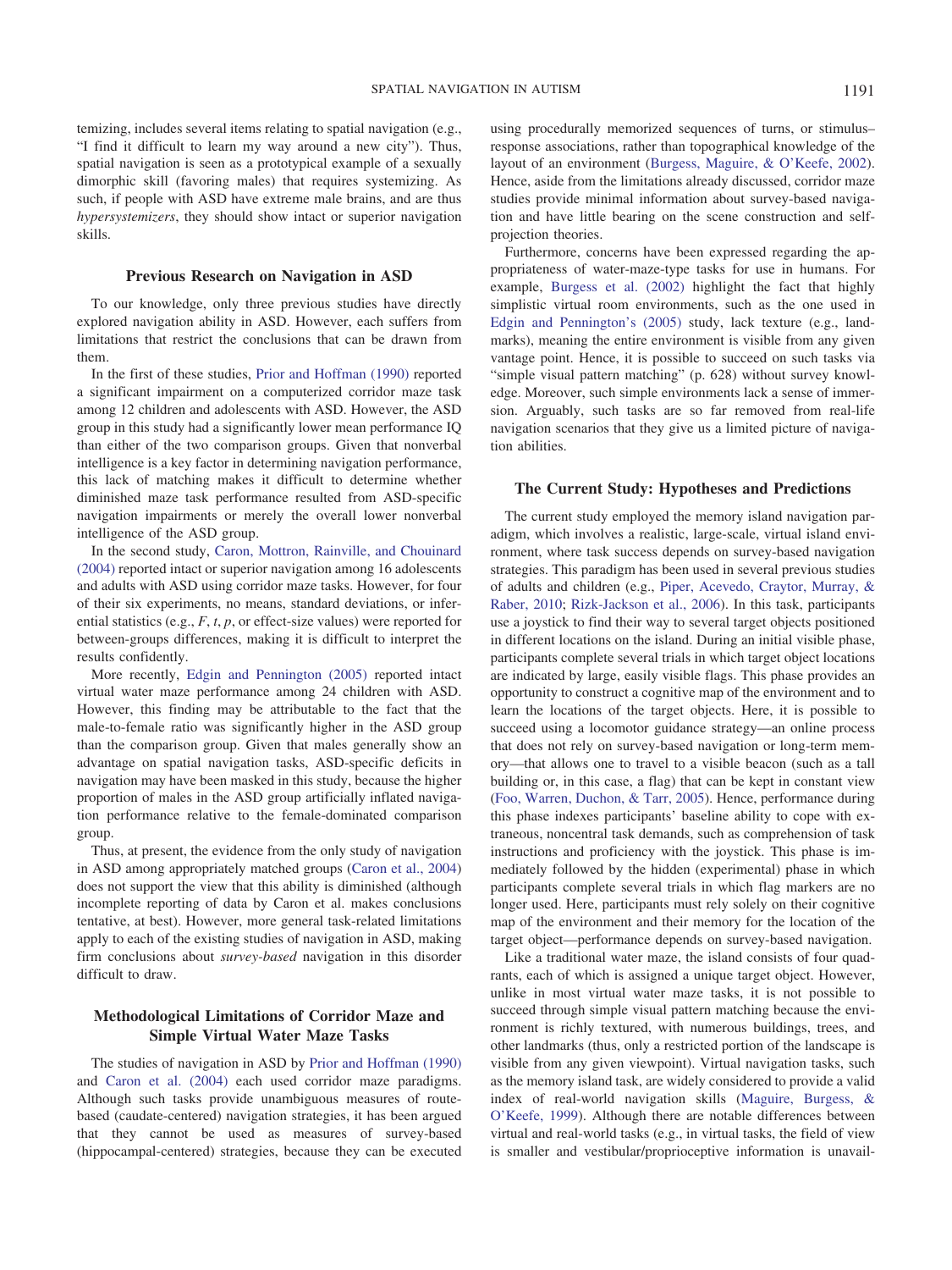temizing, includes several items relating to spatial navigation (e.g., "I find it difficult to learn my way around a new city"). Thus, spatial navigation is seen as a prototypical example of a sexually dimorphic skill (favoring males) that requires systemizing. As such, if people with ASD have extreme male brains, and are thus *hypersystemizers*, they should show intact or superior navigation skills.

### Previous Research on Navigation in ASD

To our knowledge, only three previous studies have directly explored navigation ability in ASD. However, each suffers from limitations that restrict the conclusions that can be drawn from them.

In the first of these studies, Prior and Hoffman (1990) reported a significant impairment on a computerized corridor maze task among 12 children and adolescents with ASD. The ASD group in this study had a significantly lower mean performance IQ than either of the two comparison groups. Given that nonverbal intelligence is a key factor in determining navigation performance, this lack of matching makes it difficult to determine whether diminished maze task performance resulted from ASD-specific navigation impairments or merely the overall lower nonverbal intelligence of the ASD group.

In the second study, Caron, Mottron, Rainville, and Chouinard (2004) reported intact or superior navigation among 16 adolescents and adults with ASD using corridor maze tasks. However, for four of their six experiments, no means, standard deviations, or inferential statistics (e.g., *F*, *t*, *p*, or effect-size values) were reported for between-groups differences, making it is difficult to interpret the results confidently.

More recently, Edgin and Pennington (2005) reported intact virtual water maze performance among 24 children with ASD. However, this finding may be attributable to the fact that the male-to-female ratio was significantly higher in the ASD group than the comparison group. Given that males generally show an advantage on spatial navigation tasks, ASD-specific deficits in navigation may have been masked in this study, because the higher proportion of males in the ASD group artificially inflated navigation performance relative to the female-dominated comparison group.

Thus, at present, the evidence from the only study of navigation in ASD among appropriately matched groups (Caron et al., 2004) does not support the view that this ability is diminished (although incomplete reporting of data by Caron et al. makes conclusions tentative, at best). However, more general task-related limitations apply to each of the existing studies of navigation in ASD, making firm conclusions about *survey-based* navigation in this disorder difficult to draw.

### Methodological Limitations of Corridor Maze and Simple Virtual Water Maze Tasks

The studies of navigation in ASD by Prior and Hoffman (1990) and Caron et al. (2004) each used corridor maze paradigms. Although such tasks provide unambiguous measures of route-based (caudate-centered) navigation strategies, it has been argued that they cannot be used as measures of survey-based (hippocampal-centered) strategies, because they can be executed using procedurally memorized sequences of turns, or stimulus–response associations, rather than topographical knowledge of the layout of an environment (Burgess, Maguire, & O'Keefe, 2002). Hence, aside from the limitations already discussed, corridor maze studies provide minimal information about survey-based navigation and have little bearing on the scene construction and self-projection theories.

Furthermore, concerns have been expressed regarding the appropriateness of water-maze-type tasks for use in humans. For example, Burgess et al. (2002) highlight the fact that highly simplistic virtual room environments, such as the one used in Edgin and Pennington's (2005) study, lack texture (e.g., landmarks), meaning the entire environment is visible from any given vantage point. Hence, it is possible to succeed on such tasks via "simple visual pattern matching" (p. 628) without survey knowledge. Moreover, such simple environments lack a sense of immersion. Arguably, such tasks are so far removed from real-life navigation scenarios that they give us a limited picture of navigation abilities.

### The Current Study: Hypotheses and Predictions

The current study employed the memory island navigation paradigm, which involves a realistic, large-scale, virtual island environment, where task success depends on survey-based navigation strategies. This paradigm has been used in several previous studies of adults and children (e.g., Piper, Acevedo, Craytor, Murray, & Raber, 2010; Rizk-Jackson et al., 2006). In this task, participants use a joystick to find their way to several target objects positioned in different locations on the island. During an initial visible phase, participants complete several trials in which target object locations are indicated by large, easily visible flags. This phase provides an opportunity to construct a cognitive map of the environment and to learn the locations of the target objects. Here, it is possible to succeed using a locomotor guidance strategy—an online process that does not rely on survey-based navigation or long-term memory—that allows one to travel to a visible beacon (such as a tall building or, in this case, a flag) that can be kept in constant view (Foo, Warren, Duchon, & Tarr, 2005). Hence, performance during this phase indexes participants' baseline ability to cope with extraneous, noncentral task demands, such as comprehension of task instructions and proficiency with the joystick. This phase is immediately followed by the hidden (experimental) phase in which participants complete several trials in which flag markers are no longer used. Here, participants must rely solely on their cognitive map of the environment and their memory for the location of the target object—performance depends on survey-based navigation.

Like a traditional water maze, the island consists of four quadrants, each of which is assigned a unique target object. However, unlike in most virtual water maze tasks, it is not possible to succeed through simple visual pattern matching because the environment is richly textured, with numerous buildings, trees, and other landmarks (thus, only a restricted portion of the landscape is visible from any given viewpoint). Virtual navigation tasks, such as the memory island task, are widely considered to provide a valid index of real-world navigation skills (Maguire, Burgess, & O'Keefe, 1999). Although there are notable differences between virtual and real-world tasks (e.g., in virtual tasks, the field of view is smaller and vestibular/proprioceptive information is unavail-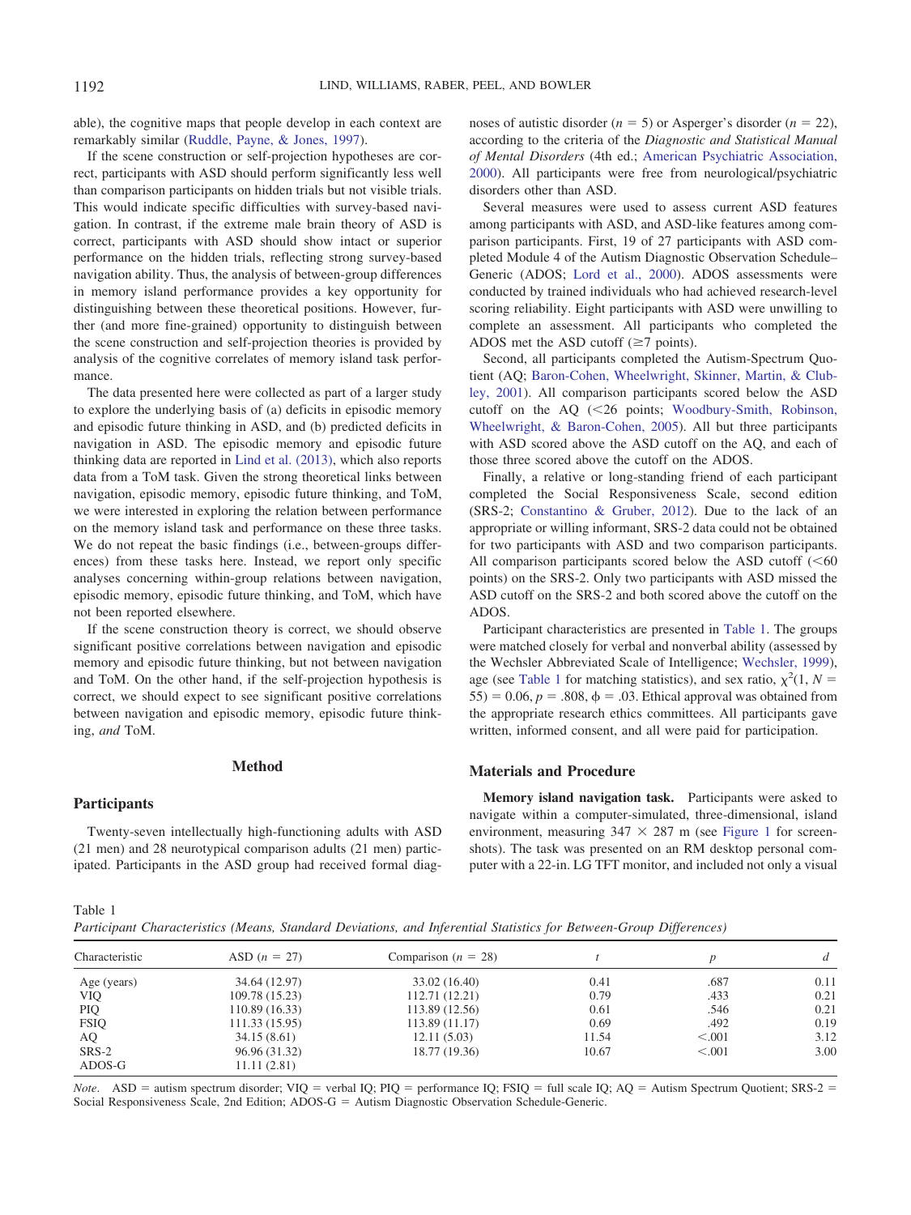able), the cognitive maps that people develop in each context are remarkably similar (Ruddle, Payne, & Jones, 1997).

If the scene construction or self-projection hypotheses are correct, participants with ASD should perform significantly less well than comparison participants on hidden trials but not visible trials. This would indicate specific difficulties with survey-based navigation. In contrast, if the extreme male brain theory of ASD is correct, participants with ASD should show intact or superior performance on the hidden trials, reflecting strong survey-based navigation ability. Thus, the analysis of between-group differences in memory island performance provides a key opportunity for distinguishing between these theoretical positions. However, further (and more fine-grained) opportunity to distinguish between the scene construction and self-projection theories is provided by analysis of the cognitive correlates of memory island task performance.

The data presented here were collected as part of a larger study to explore the underlying basis of (a) deficits in episodic memory and episodic future thinking in ASD, and (b) predicted deficits in navigation in ASD. The episodic memory and episodic future thinking data are reported in Lind et al. (2013), which also reports data from a ToM task. Given the strong theoretical links between navigation, episodic memory, episodic future thinking, and ToM, we were interested in exploring the relation between performance on the memory island task and performance on these three tasks. We do not repeat the basic findings (i.e., between-groups differences) from these tasks here. Instead, we report only specific analyses concerning within-group relations between navigation, episodic memory, episodic future thinking, and ToM, which have not been reported elsewhere.

If the scene construction theory is correct, we should observe significant positive correlations between navigation and episodic memory and episodic future thinking, but not between navigation and ToM. On the other hand, if the self-projection hypothesis is correct, we should expect to see significant positive correlations between navigation and episodic memory, episodic future thinking, *and* ToM.

## Method

### Participants

Twenty-seven intellectually high-functioning adults with ASD (21 men) and 28 neurotypical comparison adults (21 men) participated. Participants in the ASD group had received formal diagnoses of autistic disorder ($n = 5$) or Asperger's disorder ($n = 22$), according to the criteria of the *Diagnostic and Statistical Manual of Mental Disorders* (4th ed.; American Psychiatric Association, 2000). All participants were free from neurological/psychiatric disorders other than ASD.

Several measures were used to assess current ASD features among participants with ASD, and ASD-like features among comparison participants. First, 19 of 27 participants with ASD completed Module 4 of the Autism Diagnostic Observation Schedule–Generic (ADOS; Lord et al., 2000). ADOS assessments were conducted by trained individuals who had achieved research-level scoring reliability. Eight participants with ASD were unwilling to complete an assessment. All participants who completed the ADOS met the ASD cutoff ($\geq$7 points).

Second, all participants completed the Autism-Spectrum Quotient (AQ; Baron-Cohen, Wheelwright, Skinner, Martin, & Clubley, 2001). All comparison participants scored below the ASD cutoff on the AQ ($<$26 points; Woodbury-Smith, Robinson, Wheelwright, & Baron-Cohen, 2005). All but three participants with ASD scored above the ASD cutoff on the AQ, and each of those three scored above the cutoff on the ADOS.

Finally, a relative or long-standing friend of each participant completed the Social Responsiveness Scale, second edition (SRS-2; Constantino & Gruber, 2012). Due to the lack of an appropriate or willing informant, SRS-2 data could not be obtained for two participants with ASD and two comparison participants. All comparison participants scored below the ASD cutoff ($<$60 points) on the SRS-2. Only two participants with ASD missed the ASD cutoff on the SRS-2 and both scored above the cutoff on the ADOS.

Participant characteristics are presented in Table 1. The groups were matched closely for verbal and nonverbal ability (assessed by the Wechsler Abbreviated Scale of Intelligence; Wechsler, 1999), age (see Table 1 for matching statistics), and sex ratio, $\chi^2(1, N = 55) = 0.06$, $p = .808$, $\phi = .03$. Ethical approval was obtained from the appropriate research ethics committees. All participants gave written, informed consent, and all were paid for participation.

### Materials and Procedure

**Memory island navigation task.** Participants were asked to navigate within a computer-simulated, three-dimensional, island environment, measuring 347 × 287 m (see Figure 1 for screenshots). The task was presented on an RM desktop personal computer with a 22-in. LG TFT monitor, and included not only a visual

Table 1
*Participant Characteristics (Means, Standard Deviations, and Inferential Statistics for Between-Group Differences)*

| Characteristic | ASD ($n$ = 27) | Comparison ($n$ = 28) | $t$ | $p$ | $d$ |
|---|---|---|---|---|---|
| Age (years) | 34.64 (12.97) | 33.02 (16.40) | 0.41 | .687 | 0.11 |
| VIQ | 109.78 (15.23) | 112.71 (12.21) | 0.79 | .433 | 0.21 |
| PIQ | 110.89 (16.33) | 113.89 (12.56) | 0.61 | .546 | 0.21 |
| FSIQ | 111.33 (15.95) | 113.89 (11.17) | 0.69 | .492 | 0.19 |
| AQ | 34.15 (8.61) | 12.11 (5.03) | 11.54 | <.001 | 3.12 |
| SRS-2 | 96.96 (31.32) | 18.77 (19.36) | 10.67 | <.001 | 3.00 |
| ADOS-G | 11.11 (2.81) | | | | |

*Note*. ASD = autism spectrum disorder; VIQ = verbal IQ; PIQ = performance IQ; FSIQ = full scale IQ; AQ = Autism Spectrum Quotient; SRS-2 = Social Responsiveness Scale, 2nd Edition; ADOS-G = Autism Diagnostic Observation Schedule-Generic.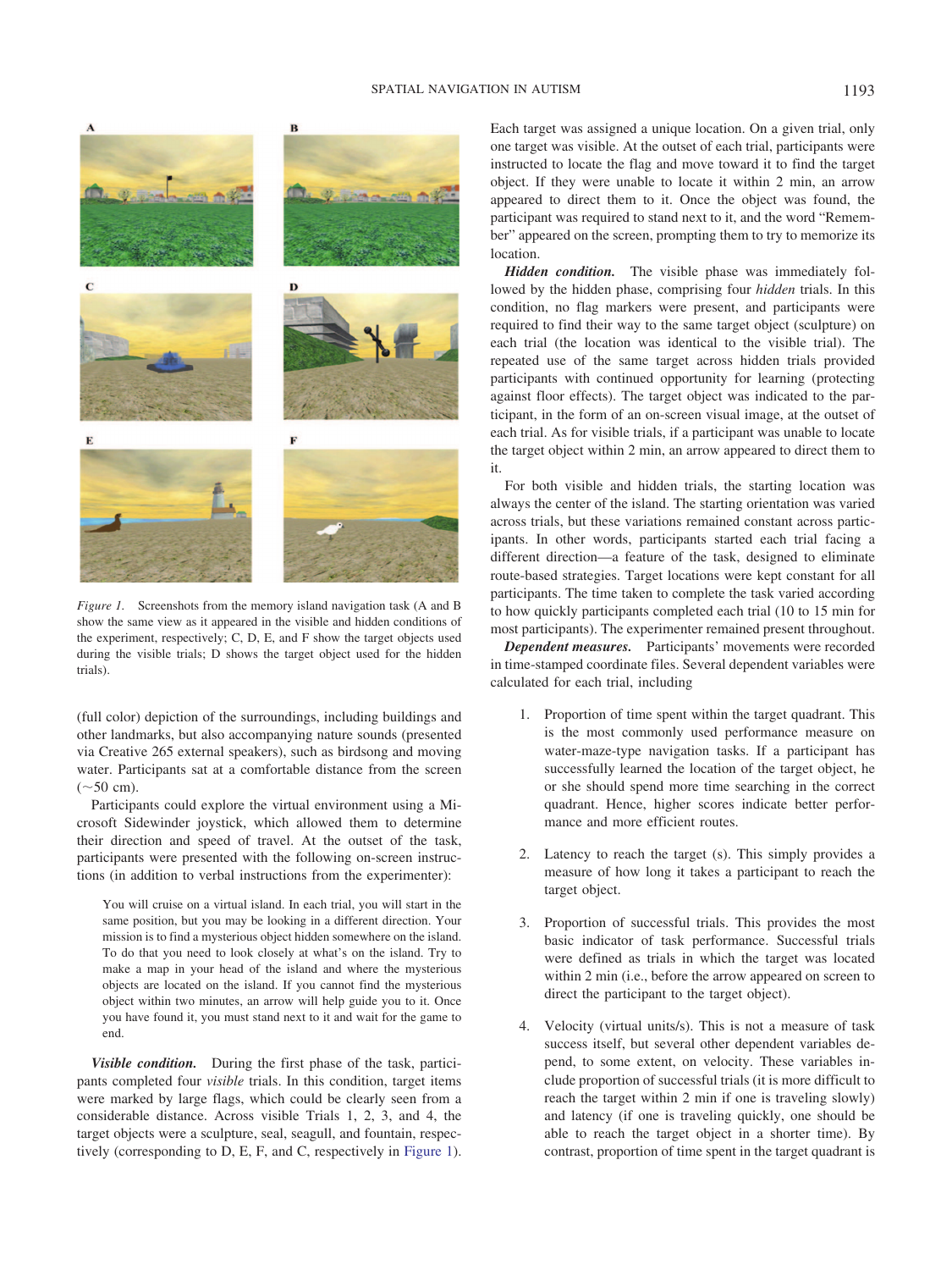*Figure 1.* Screenshots from the memory island navigation task (A and B show the same view as it appeared in the visible and hidden conditions of the experiment, respectively; C, D, E, and F show the target objects used during the visible trials; D shows the target object used for the hidden trials).

(full color) depiction of the surroundings, including buildings and other landmarks, but also accompanying nature sounds (presented via Creative 265 external speakers), such as birdsong and moving water. Participants sat at a comfortable distance from the screen (~50 cm).

Participants could explore the virtual environment using a Microsoft Sidewinder joystick, which allowed them to determine their direction and speed of travel. At the outset of the task, participants were presented with the following on-screen instructions (in addition to verbal instructions from the experimenter):

> You will cruise on a virtual island. In each trial, you will start in the same position, but you may be looking in a different direction. Your mission is to find a mysterious object hidden somewhere on the island. To do that you need to look closely at what's on the island. Try to make a map in your head of the island and where the mysterious objects are located on the island. If you cannot find the mysterious object within two minutes, an arrow will help guide you to it. Once you have found it, you must stand next to it and wait for the game to end.

***Visible condition.*** During the first phase of the task, participants completed four *visible* trials. In this condition, target items were marked by large flags, which could be clearly seen from a considerable distance. Across visible Trials 1, 2, 3, and 4, the target objects were a sculpture, seal, seagull, and fountain, respectively (corresponding to D, E, F, and C, respectively in Figure 1). Each target was assigned a unique location. On a given trial, only one target was visible. At the outset of each trial, participants were instructed to locate the flag and move toward it to find the target object. If they were unable to locate it within 2 min, an arrow appeared to direct them to it. Once the object was found, the participant was required to stand next to it, and the word "Remember" appeared on the screen, prompting them to try to memorize its location.

***Hidden condition.*** The visible phase was immediately followed by the hidden phase, comprising four *hidden* trials. In this condition, no flag markers were present, and participants were required to find their way to the same target object (sculpture) on each trial (the location was identical to the visible trial). The repeated use of the same target across hidden trials provided participants with continued opportunity for learning (protecting against floor effects). The target object was indicated to the participant, in the form of an on-screen visual image, at the outset of each trial. As for visible trials, if a participant was unable to locate the target object within 2 min, an arrow appeared to direct them to it.

For both visible and hidden trials, the starting location was always the center of the island. The starting orientation was varied across trials, but these variations remained constant across participants. In other words, participants started each trial facing a different direction—a feature of the task, designed to eliminate route-based strategies. Target locations were kept constant for all participants. The time taken to complete the task varied according to how quickly participants completed each trial (10 to 15 min for most participants). The experimenter remained present throughout.

***Dependent measures.*** Participants' movements were recorded in time-stamped coordinate files. Several dependent variables were calculated for each trial, including

1. Proportion of time spent within the target quadrant. This is the most commonly used performance measure on water-maze-type navigation tasks. If a participant has successfully learned the location of the target object, he or she should spend more time searching in the correct quadrant. Hence, higher scores indicate better performance and more efficient routes.

2. Latency to reach the target (s). This simply provides a measure of how long it takes a participant to reach the target object.

3. Proportion of successful trials. This provides the most basic indicator of task performance. Successful trials were defined as trials in which the target was located within 2 min (i.e., before the arrow appeared on screen to direct the participant to the target object).

4. Velocity (virtual units/s). This is not a measure of task success itself, but several other dependent variables depend, to some extent, on velocity. These variables include proportion of successful trials (it is more difficult to reach the target within 2 min if one is traveling slowly) and latency (if one is traveling quickly, one should be able to reach the target object in a shorter time). By contrast, proportion of time spent in the target quadrant is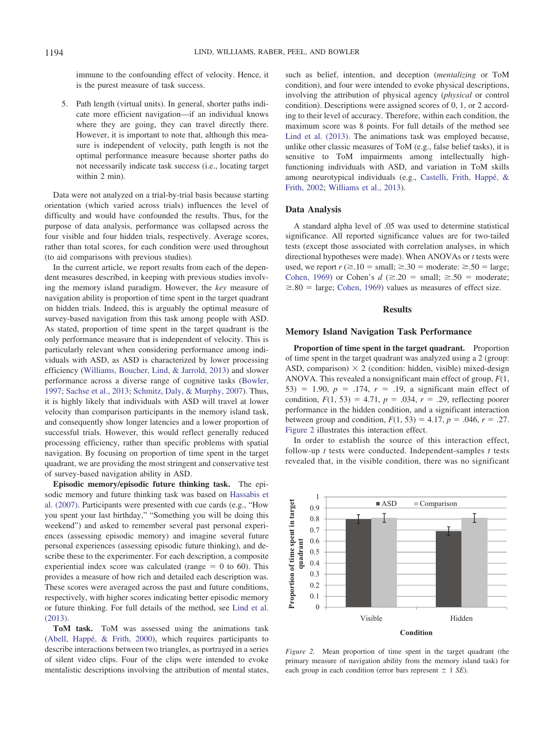immune to the confounding effect of velocity. Hence, it is the purest measure of task success.

5. Path length (virtual units). In general, shorter paths indicate more efficient navigation—if an individual knows where they are going, they can travel directly there. However, it is important to note that, although this measure is independent of velocity, path length is not the optimal performance measure because shorter paths do not necessarily indicate task success (i.e., locating target within 2 min).

Data were not analyzed on a trial-by-trial basis because starting orientation (which varied across trials) influences the level of difficulty and would have confounded the results. Thus, for the purpose of data analysis, performance was collapsed across the four visible and four hidden trials, respectively. Average scores, rather than total scores, for each condition were used throughout (to aid comparisons with previous studies).

In the current article, we report results from each of the dependent measures described, in keeping with previous studies involving the memory island paradigm. However, the *key* measure of navigation ability is proportion of time spent in the target quadrant on hidden trials. Indeed, this is arguably the optimal measure of survey-based navigation from this task among people with ASD. As stated, proportion of time spent in the target quadrant is the only performance measure that is independent of velocity. This is particularly relevant when considering performance among individuals with ASD, as ASD is characterized by lower processing efficiency (Williams, Boucher, Lind, & Jarrold, 2013) and slower performance across a diverse range of cognitive tasks (Bowler, 1997; Sachse et al., 2013; Schmitz, Daly, & Murphy, 2007). Thus, it is highly likely that individuals with ASD will travel at lower velocity than comparison participants in the memory island task, and consequently show longer latencies and a lower proportion of successful trials. However, this would reflect generally reduced processing efficiency, rather than specific problems with spatial navigation. By focusing on proportion of time spent in the target quadrant, we are providing the most stringent and conservative test of survey-based navigation ability in ASD.

**Episodic memory/episodic future thinking task.** The episodic memory and future thinking task was based on Hassabis et al. (2007). Participants were presented with cue cards (e.g., "How you spent your last birthday," "Something you will be doing this weekend") and asked to remember several past personal experiences (assessing episodic memory) and imagine several future personal experiences (assessing episodic future thinking), and describe these to the experimenter. For each description, a composite experiential index score was calculated (range = 0 to 60). This provides a measure of how rich and detailed each description was. These scores were averaged across the past and future conditions, respectively, with higher scores indicating better episodic memory or future thinking. For full details of the method, see Lind et al. (2013).

**ToM task.** ToM was assessed using the animations task (Abell, Happé, & Frith, 2000), which requires participants to describe interactions between two triangles, as portrayed in a series of silent video clips. Four of the clips were intended to evoke mentalistic descriptions involving the attribution of mental states, such as belief, intention, and deception (*mentalizing* or ToM condition), and four were intended to evoke physical descriptions, involving the attribution of physical agency (*physical* or control condition). Descriptions were assigned scores of 0, 1, or 2 according to their level of accuracy. Therefore, within each condition, the maximum score was 8 points. For full details of the method see Lind et al. (2013). The animations task was employed because, unlike other classic measures of ToM (e.g., false belief tasks), it is sensitive to ToM impairments among intellectually high-functioning individuals with ASD, and variation in ToM skills among neurotypical individuals (e.g., Castelli, Frith, Happé, & Frith, 2002; Williams et al., 2013).

### Data Analysis

A standard alpha level of .05 was used to determine statistical significance. All reported significance values are for two-tailed tests (except those associated with correlation analyses, in which directional hypotheses were made). When ANOVAs or *t* tests were used, we report $r$ ($\geq .10$ = small; $\geq .30$ = moderate: $\geq .50$ = large; Cohen, 1969) or Cohen's $d$ ($\geq .20$ = small; $\geq .50$ = moderate; $\geq .80$ = large; Cohen, 1969) values as measures of effect size.

## Results

### Memory Island Navigation Task Performance

**Proportion of time spent in the target quadrant.** Proportion of time spent in the target quadrant was analyzed using a 2 (group: ASD, comparison) × 2 (condition: hidden, visible) mixed-design ANOVA. This revealed a nonsignificant main effect of group, $F(1, 53) = 1.90$, $p = .174$, $r = .19$, a significant main effect of condition, $F(1, 53) = 4.71$, $p = .034$, $r = .29$, reflecting poorer performance in the hidden condition, and a significant interaction between group and condition, $F(1, 53) = 4.17$, $p = .046$, $r = .27$. Figure 2 illustrates this interaction effect.

In order to establish the source of this interaction effect, follow-up *t* tests were conducted. Independent-samples *t* tests revealed that, in the visible condition, there was no significant

*Figure 2.* Mean proportion of time spent in the target quadrant (the primary measure of navigation ability from the memory island task) for each group in each condition (error bars represent ± 1 *SE*).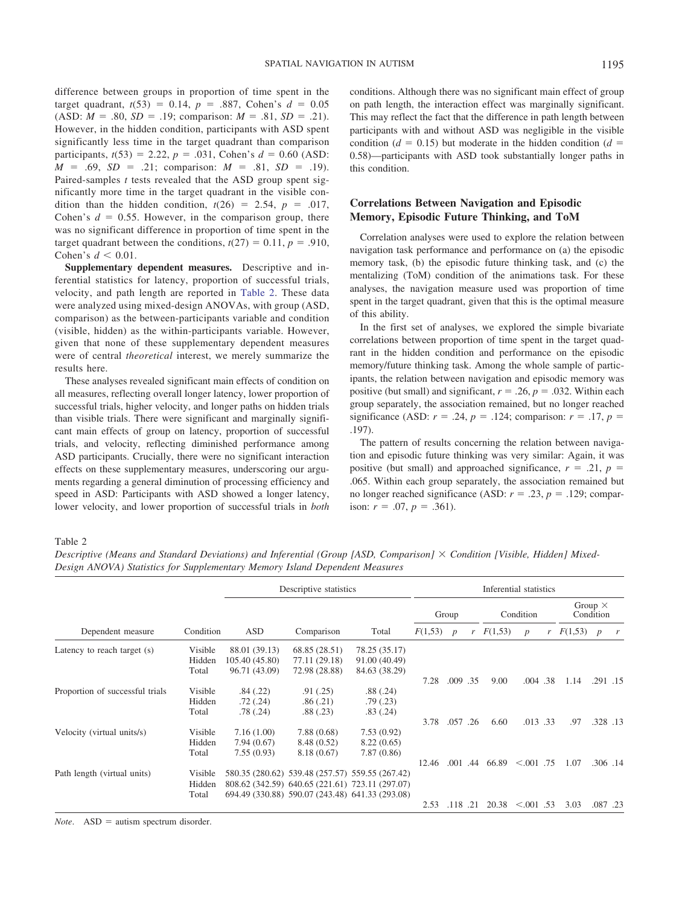difference between groups in proportion of time spent in the target quadrant, $t(53) = 0.14$, $p = .887$, Cohen's $d = 0.05$ (ASD: $M = .80$, $SD = .19$; comparison: $M = .81$, $SD = .21$). However, in the hidden condition, participants with ASD spent significantly less time in the target quadrant than comparison participants, $t(53) = 2.22$, $p = .031$, Cohen's $d = 0.60$ (ASD: $M = .69$, $SD = .21$; comparison: $M = .81$, $SD = .19$). Paired-samples *t* tests revealed that the ASD group spent significantly more time in the target quadrant in the visible condition than the hidden condition, $t(26) = 2.54$, $p = .017$, Cohen's $d = 0.55$. However, in the comparison group, there was no significant difference in proportion of time spent in the target quadrant between the conditions, $t(27) = 0.11$, $p = .910$, Cohen's $d < 0.01$.

**Supplementary dependent measures.** Descriptive and inferential statistics for latency, proportion of successful trials, velocity, and path length are reported in Table 2. These data were analyzed using mixed-design ANOVAs, with group (ASD, comparison) as the between-participants variable and condition (visible, hidden) as the within-participants variable. However, given that none of these supplementary dependent measures were of central *theoretical* interest, we merely summarize the results here.

These analyses revealed significant main effects of condition on all measures, reflecting overall longer latency, lower proportion of successful trials, higher velocity, and longer paths on hidden trials than visible trials. There were significant and marginally significant main effects of group on latency, proportion of successful trials, and velocity, reflecting diminished performance among ASD participants. Crucially, there were no significant interaction effects on these supplementary measures, underscoring our arguments regarding a general diminution of processing efficiency and speed in ASD: Participants with ASD showed a longer latency, lower velocity, and lower proportion of successful trials in *both* conditions. Although there was no significant main effect of group on path length, the interaction effect was marginally significant. This may reflect the fact that the difference in path length between participants with and without ASD was negligible in the visible condition ($d = 0.15$) but moderate in the hidden condition ($d = 0.58$)—participants with ASD took substantially longer paths in this condition.

## Correlations Between Navigation and Episodic Memory, Episodic Future Thinking, and ToM

Correlation analyses were used to explore the relation between navigation task performance and performance on (a) the episodic memory task, (b) the episodic future thinking task, and (c) the mentalizing (ToM) condition of the animations task. For these analyses, the navigation measure used was proportion of time spent in the target quadrant, given that this is the optimal measure of this ability.

In the first set of analyses, we explored the simple bivariate correlations between proportion of time spent in the target quadrant in the hidden condition and performance on the episodic memory/future thinking task. Among the whole sample of participants, the relation between navigation and episodic memory was positive (but small) and significant, $r = .26$, $p = .032$. Within each group separately, the association remained, but no longer reached significance (ASD: $r = .24$, $p = .124$; comparison: $r = .17$, $p = .197$).

The pattern of results concerning the relation between navigation and episodic future thinking was very similar: Again, it was positive (but small) and approached significance, $r = .21$, $p = .065$. Within each group separately, the association remained but no longer reached significance (ASD: $r = .23$, $p = .129$; comparison: $r = .07$, $p = .361$).

Table 2

*Descriptive (Means and Standard Deviations) and Inferential (Group [ASD, Comparison] × Condition [Visible, Hidden] Mixed-Design ANOVA) Statistics for Supplementary Memory Island Dependent Measures*

| | | Descriptive statistics | | | Inferential statistics | | | | | | | | |
|---|---|---|---|---|---|---|---|---|---|---|---|---|---|
| | | | | | Group | | | Condition | | | Group × Condition | | |
| Dependent measure | Condition | ASD | Comparison | Total | $F(1,53)$ | $p$ | $r$ | $F(1,53)$ | $p$ | $r$ | $F(1,53)$ | $p$ | $r$ |
| Latency to reach target (s) | Visible | 88.01 (39.13) | 68.85 (28.51) | 78.25 (35.17) | | | | | | | | | |
| | Hidden | 105.40 (45.80) | 77.11 (29.18) | 91.00 (40.49) | | | | | | | | | |
| | Total | 96.71 (43.09) | 72.98 (28.88) | 84.63 (38.29) | 7.28 | .009 | .35 | 9.00 | .004 | .38 | 1.14 | .291 | .15 |
| Proportion of successful trials | Visible | .84 (.22) | .91 (.25) | .88 (.24) | | | | | | | | | |
| | Hidden | .72 (.24) | .86 (.21) | .79 (.23) | | | | | | | | | |
| | Total | .78 (.24) | .88 (.23) | .83 (.24) | 3.78 | .057 | .26 | 6.60 | .013 | .33 | .97 | .328 | .13 |
| Velocity (virtual units/s) | Visible | 7.16 (1.00) | 7.88 (0.68) | 7.53 (0.92) | | | | | | | | | |
| | Hidden | 7.94 (0.67) | 8.48 (0.52) | 8.22 (0.65) | | | | | | | | | |
| | Total | 7.55 (0.93) | 8.18 (0.67) | 7.87 (0.86) | 12.46 | .001 | .44 | 66.89 | <.001 | .75 | 1.07 | .306 | .14 |
| Path length (virtual units) | Visible | 580.35 (280.62) | 539.48 (257.57) | 559.55 (267.42) | | | | | | | | | |
| | Hidden | 808.62 (342.59) | 640.65 (221.61) | 723.11 (297.07) | | | | | | | | | |
| | Total | 694.49 (330.88) | 590.07 (243.48) | 641.33 (293.08) | 2.53 | .118 | .21 | 20.38 | <.001 | .53 | 3.03 | .087 | .23 |

*Note*. ASD = autism spectrum disorder.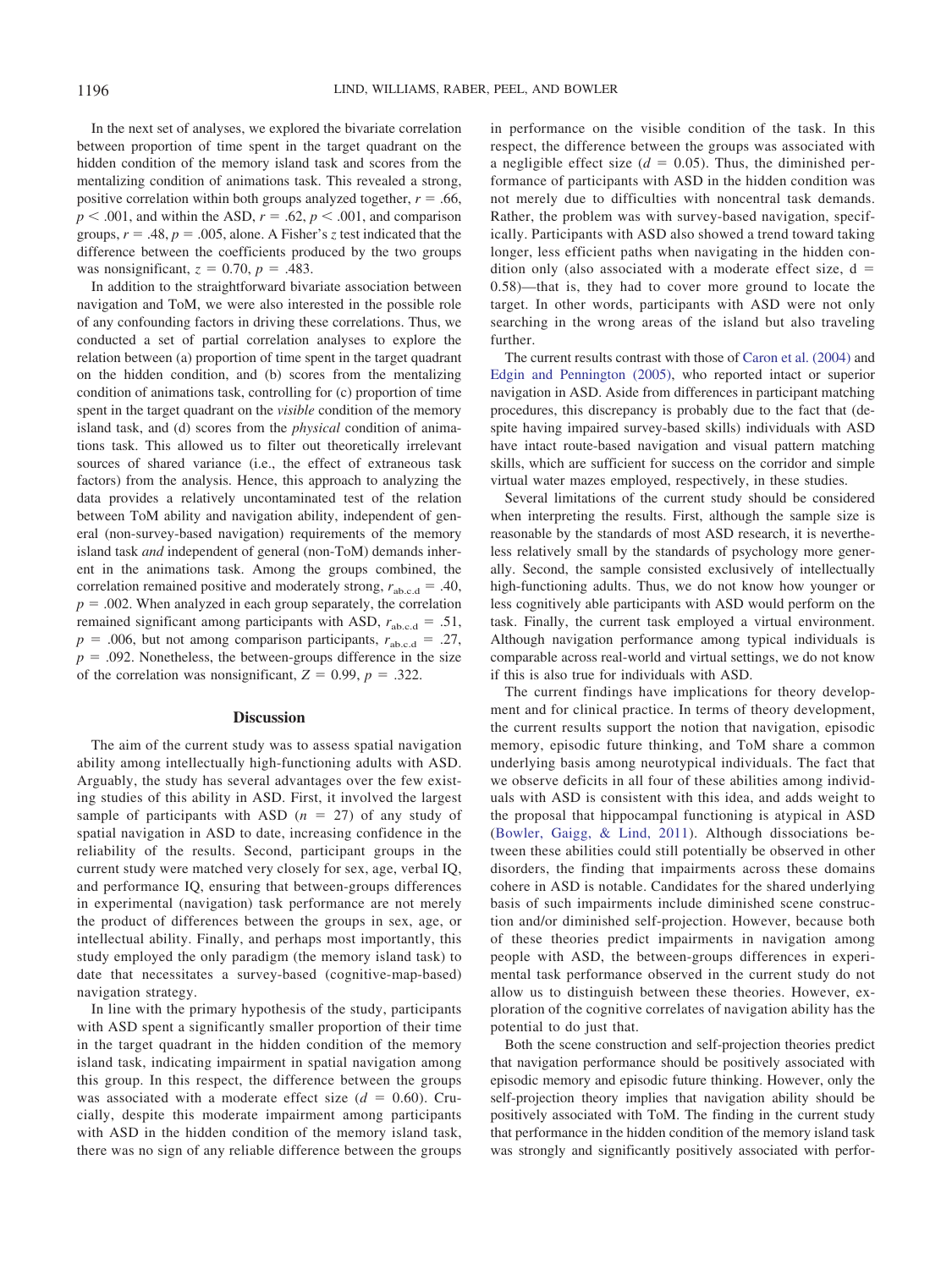In the next set of analyses, we explored the bivariate correlation between proportion of time spent in the target quadrant on the hidden condition of the memory island task and scores from the mentalizing condition of animations task. This revealed a strong, positive correlation within both groups analyzed together, $r = .66$, $p < .001$, and within the ASD, $r = .62$, $p < .001$, and comparison groups, $r = .48$, $p = .005$, alone. A Fisher's $z$ test indicated that the difference between the coefficients produced by the two groups was nonsignificant, $z = 0.70$, $p = .483$.

In addition to the straightforward bivariate association between navigation and ToM, we were also interested in the possible role of any confounding factors in driving these correlations. Thus, we conducted a set of partial correlation analyses to explore the relation between (a) proportion of time spent in the target quadrant on the hidden condition, and (b) scores from the mentalizing condition of animations task, controlling for (c) proportion of time spent in the target quadrant on the *visible* condition of the memory island task, and (d) scores from the *physical* condition of animations task. This allowed us to filter out theoretically irrelevant sources of shared variance (i.e., the effect of extraneous task factors) from the analysis. Hence, this approach to analyzing the data provides a relatively uncontaminated test of the relation between ToM ability and navigation ability, independent of general (non-survey-based navigation) requirements of the memory island task *and* independent of general (non-ToM) demands inherent in the animations task. Among the groups combined, the correlation remained positive and moderately strong, $r_{ab.c.d} = .40$, $p = .002$. When analyzed in each group separately, the correlation remained significant among participants with ASD, $r_{ab.c.d} = .51$, $p = .006$, but not among comparison participants, $r_{ab.c.d} = .27$, $p = .092$. Nonetheless, the between-groups difference in the size of the correlation was nonsignificant, $Z = 0.99$, $p = .322$.

## Discussion

The aim of the current study was to assess spatial navigation ability among intellectually high-functioning adults with ASD. Arguably, the study has several advantages over the few existing studies of this ability in ASD. First, it involved the largest sample of participants with ASD ($n = 27$) of any study of spatial navigation in ASD to date, increasing confidence in the reliability of the results. Second, participant groups in the current study were matched very closely for sex, age, verbal IQ, and performance IQ, ensuring that between-groups differences in experimental (navigation) task performance are not merely the product of differences between the groups in sex, age, or intellectual ability. Finally, and perhaps most importantly, this study employed the only paradigm (the memory island task) to date that necessitates a survey-based (cognitive-map-based) navigation strategy.

In line with the primary hypothesis of the study, participants with ASD spent a significantly smaller proportion of their time in the target quadrant in the hidden condition of the memory island task, indicating impairment in spatial navigation among this group. In this respect, the difference between the groups was associated with a moderate effect size ($d = 0.60$). Crucially, despite this moderate impairment among participants with ASD in the hidden condition of the memory island task, there was no sign of any reliable difference between the groups in performance on the visible condition of the task. In this respect, the difference between the groups was associated with a negligible effect size ($d = 0.05$). Thus, the diminished performance of participants with ASD in the hidden condition was not merely due to difficulties with noncentral task demands. Rather, the problem was with survey-based navigation, specifically. Participants with ASD also showed a trend toward taking longer, less efficient paths when navigating in the hidden condition only (also associated with a moderate effect size, $d = 0.58$)—that is, they had to cover more ground to locate the target. In other words, participants with ASD were not only searching in the wrong areas of the island but also traveling further.

The current results contrast with those of Caron et al. (2004) and Edgin and Pennington (2005), who reported intact or superior navigation in ASD. Aside from differences in participant matching procedures, this discrepancy is probably due to the fact that (despite having impaired survey-based skills) individuals with ASD have intact route-based navigation and visual pattern matching skills, which are sufficient for success on the corridor and simple virtual water mazes employed, respectively, in these studies.

Several limitations of the current study should be considered when interpreting the results. First, although the sample size is reasonable by the standards of most ASD research, it is nevertheless relatively small by the standards of psychology more generally. Second, the sample consisted exclusively of intellectually high-functioning adults. Thus, we do not know how younger or less cognitively able participants with ASD would perform on the task. Finally, the current task employed a virtual environment. Although navigation performance among typical individuals is comparable across real-world and virtual settings, we do not know if this is also true for individuals with ASD.

The current findings have implications for theory development and for clinical practice. In terms of theory development, the current results support the notion that navigation, episodic memory, episodic future thinking, and ToM share a common underlying basis among neurotypical individuals. The fact that we observe deficits in all four of these abilities among individuals with ASD is consistent with this idea, and adds weight to the proposal that hippocampal functioning is atypical in ASD (Bowler, Gaigg, & Lind, 2011). Although dissociations between these abilities could still potentially be observed in other disorders, the finding that impairments across these domains cohere in ASD is notable. Candidates for the shared underlying basis of such impairments include diminished scene construction and/or diminished self-projection. However, because both of these theories predict impairments in navigation among people with ASD, the between-groups differences in experimental task performance observed in the current study do not allow us to distinguish between these theories. However, exploration of the cognitive correlates of navigation ability has the potential to do just that.

Both the scene construction and self-projection theories predict that navigation performance should be positively associated with episodic memory and episodic future thinking. However, only the self-projection theory implies that navigation ability should be positively associated with ToM. The finding in the current study that performance in the hidden condition of the memory island task was strongly and significantly positively associated with perfor-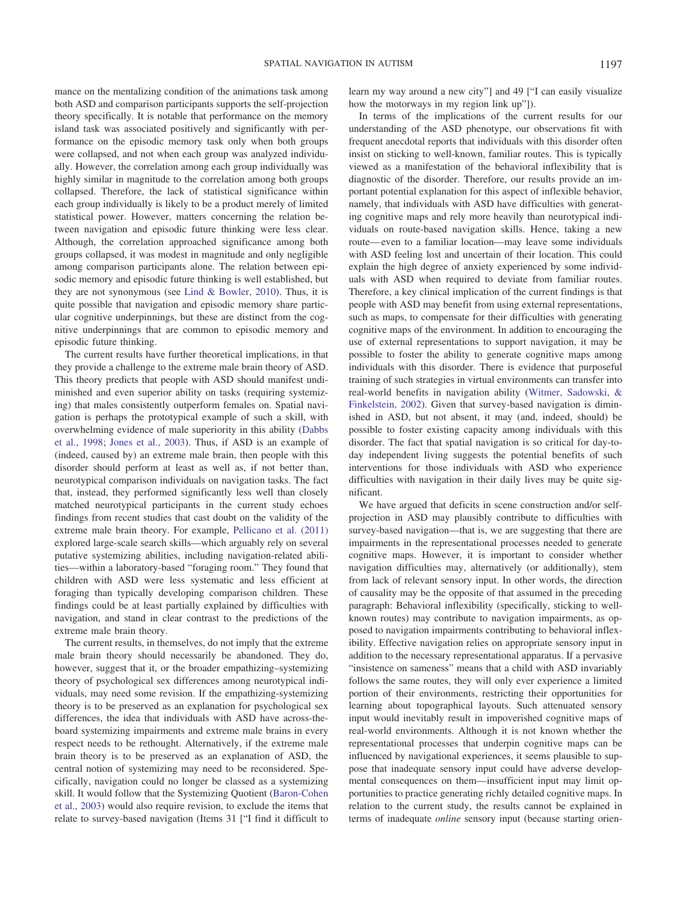mance on the mentalizing condition of the animations task among both ASD and comparison participants supports the self-projection theory specifically. It is notable that performance on the memory island task was associated positively and significantly with performance on the episodic memory task only when both groups were collapsed, and not when each group was analyzed individually. However, the correlation among each group individually was highly similar in magnitude to the correlation among both groups collapsed. Therefore, the lack of statistical significance within each group individually is likely to be a product merely of limited statistical power. However, matters concerning the relation between navigation and episodic future thinking were less clear. Although, the correlation approached significance among both groups collapsed, it was modest in magnitude and only negligible among comparison participants alone. The relation between episodic memory and episodic future thinking is well established, but they are not synonymous (see Lind & Bowler, 2010). Thus, it is quite possible that navigation and episodic memory share particular cognitive underpinnings, but these are distinct from the cognitive underpinnings that are common to episodic memory and episodic future thinking.

The current results have further theoretical implications, in that they provide a challenge to the extreme male brain theory of ASD. This theory predicts that people with ASD should manifest undiminished and even superior ability on tasks (requiring systemizing) that males consistently outperform females on. Spatial navigation is perhaps the prototypical example of such a skill, with overwhelming evidence of male superiority in this ability (Dabbs et al., 1998; Jones et al., 2003). Thus, if ASD is an example of (indeed, caused by) an extreme male brain, then people with this disorder should perform at least as well as, if not better than, neurotypical comparison individuals on navigation tasks. The fact that, instead, they performed significantly less well than closely matched neurotypical participants in the current study echoes findings from recent studies that cast doubt on the validity of the extreme male brain theory. For example, Pellicano et al. (2011) explored large-scale search skills—which arguably rely on several putative systemizing abilities, including navigation-related abilities—within a laboratory-based "foraging room." They found that children with ASD were less systematic and less efficient at foraging than typically developing comparison children. These findings could be at least partially explained by difficulties with navigation, and stand in clear contrast to the predictions of the extreme male brain theory.

The current results, in themselves, do not imply that the extreme male brain theory should necessarily be abandoned. They do, however, suggest that it, or the broader empathizing–systemizing theory of psychological sex differences among neurotypical individuals, may need some revision. If the empathizing-systemizing theory is to be preserved as an explanation for psychological sex differences, the idea that individuals with ASD have across-the-board systemizing impairments and extreme male brains in every respect needs to be rethought. Alternatively, if the extreme male brain theory is to be preserved as an explanation of ASD, the central notion of systemizing may need to be reconsidered. Specifically, navigation could no longer be classed as a systemizing skill. It would follow that the Systemizing Quotient (Baron-Cohen et al., 2003) would also require revision, to exclude the items that relate to survey-based navigation (Items 31 ["I find it difficult to learn my way around a new city"] and 49 ["I can easily visualize how the motorways in my region link up"]).

In terms of the implications of the current results for our understanding of the ASD phenotype, our observations fit with frequent anecdotal reports that individuals with this disorder often insist on sticking to well-known, familiar routes. This is typically viewed as a manifestation of the behavioral inflexibility that is diagnostic of the disorder. Therefore, our results provide an important potential explanation for this aspect of inflexible behavior, namely, that individuals with ASD have difficulties with generating cognitive maps and rely more heavily than neurotypical individuals on route-based navigation skills. Hence, taking a new route—even to a familiar location—may leave some individuals with ASD feeling lost and uncertain of their location. This could explain the high degree of anxiety experienced by some individuals with ASD when required to deviate from familiar routes. Therefore, a key clinical implication of the current findings is that people with ASD may benefit from using external representations, such as maps, to compensate for their difficulties with generating cognitive maps of the environment. In addition to encouraging the use of external representations to support navigation, it may be possible to foster the ability to generate cognitive maps among individuals with this disorder. There is evidence that purposeful training of such strategies in virtual environments can transfer into real-world benefits in navigation ability (Witmer, Sadowski, & Finkelstein, 2002). Given that survey-based navigation is diminished in ASD, but not absent, it may (and, indeed, should) be possible to foster existing capacity among individuals with this disorder. The fact that spatial navigation is so critical for day-to-day independent living suggests the potential benefits of such interventions for those individuals with ASD who experience difficulties with navigation in their daily lives may be quite significant.

We have argued that deficits in scene construction and/or self-projection in ASD may plausibly contribute to difficulties with survey-based navigation—that is, we are suggesting that there are impairments in the representational processes needed to generate cognitive maps. However, it is important to consider whether navigation difficulties may, alternatively (or additionally), stem from lack of relevant sensory input. In other words, the direction of causality may be the opposite of that assumed in the preceding paragraph: Behavioral inflexibility (specifically, sticking to well-known routes) may contribute to navigation impairments, as opposed to navigation impairments contributing to behavioral inflexibility. Effective navigation relies on appropriate sensory input in addition to the necessary representational apparatus. If a pervasive "insistence on sameness" means that a child with ASD invariably follows the same routes, they will only ever experience a limited portion of their environments, restricting their opportunities for learning about topographical layouts. Such attenuated sensory input would inevitably result in impoverished cognitive maps of real-world environments. Although it is not known whether the representational processes that underpin cognitive maps can be influenced by navigational experiences, it seems plausible to suppose that inadequate sensory input could have adverse developmental consequences on them—insufficient input may limit opportunities to practice generating richly detailed cognitive maps. In relation to the current study, the results cannot be explained in terms of inadequate *online* sensory input (because starting orien-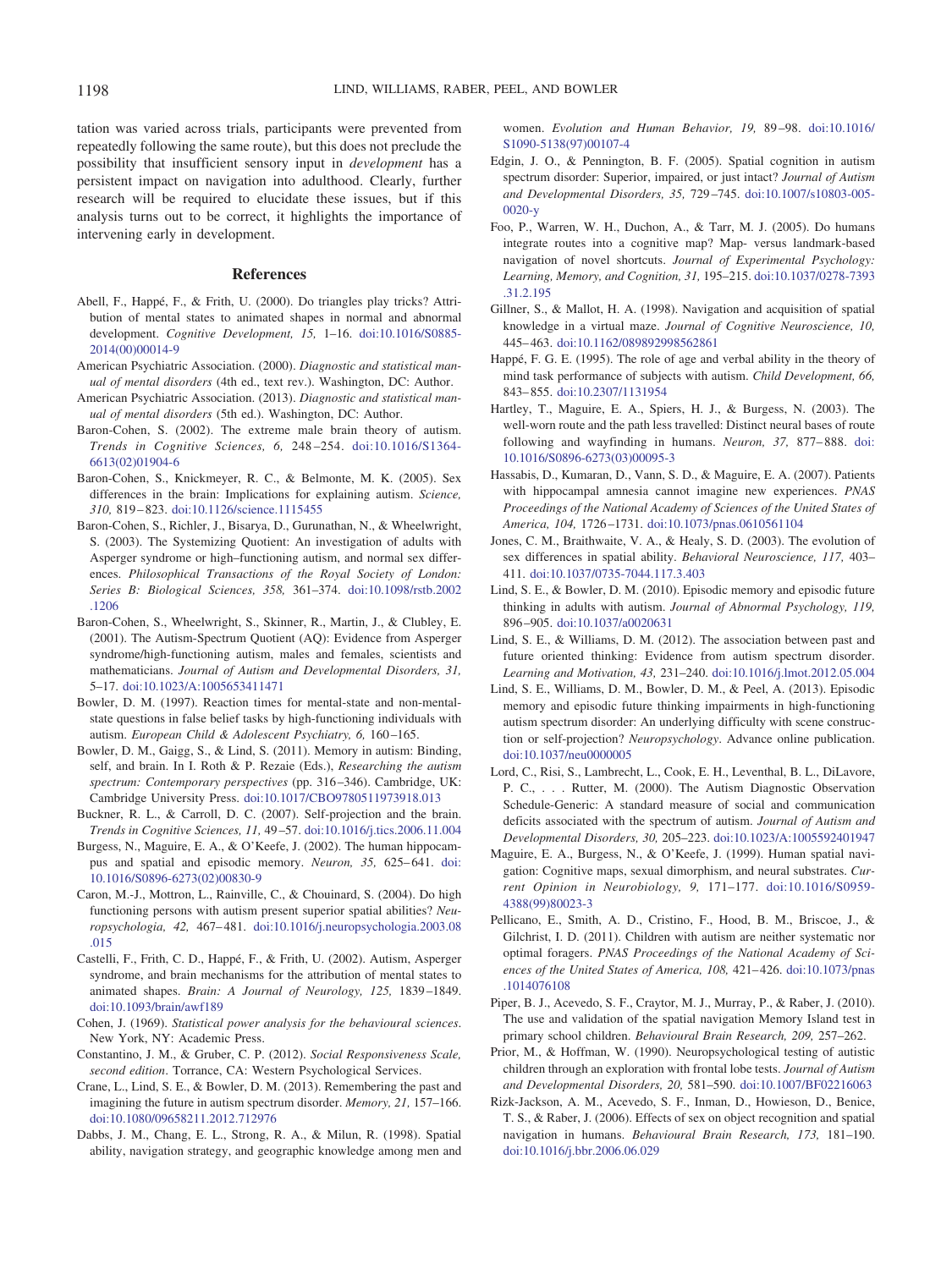tation was varied across trials, participants were prevented from repeatedly following the same route), but this does not preclude the possibility that insufficient sensory input in *development* has a persistent impact on navigation into adulthood. Clearly, further research will be required to elucidate these issues, but if this analysis turns out to be correct, it highlights the importance of intervening early in development.

## References

Abell, F., Happé, F., & Frith, U. (2000). Do triangles play tricks? Attribution of mental states to animated shapes in normal and abnormal development. *Cognitive Development, 15,* 1–16. doi:10.1016/S0885-2014(00)00014-9

American Psychiatric Association. (2000). *Diagnostic and statistical manual of mental disorders* (4th ed., text rev.). Washington, DC: Author.

American Psychiatric Association. (2013). *Diagnostic and statistical manual of mental disorders* (5th ed.). Washington, DC: Author.

Baron-Cohen, S. (2002). The extreme male brain theory of autism. *Trends in Cognitive Sciences, 6,* 248–254. doi:10.1016/S1364-6613(02)01904-6

Baron-Cohen, S., Knickmeyer, R. C., & Belmonte, M. K. (2005). Sex differences in the brain: Implications for explaining autism. *Science, 310,* 819–823. doi:10.1126/science.1115455

Baron-Cohen, S., Richler, J., Bisarya, D., Gurunathan, N., & Wheelwright, S. (2003). The Systemizing Quotient: An investigation of adults with Asperger syndrome or high–functioning autism, and normal sex differences. *Philosophical Transactions of the Royal Society of London: Series B: Biological Sciences, 358,* 361–374. doi:10.1098/rstb.2002.1206

Baron-Cohen, S., Wheelwright, S., Skinner, R., Martin, J., & Clubley, E. (2001). The Autism-Spectrum Quotient (AQ): Evidence from Asperger syndrome/high-functioning autism, males and females, scientists and mathematicians. *Journal of Autism and Developmental Disorders, 31,* 5–17. doi:10.1023/A:1005653411471

Bowler, D. M. (1997). Reaction times for mental-state and non-mental-state questions in false belief tasks by high-functioning individuals with autism. *European Child & Adolescent Psychiatry, 6,* 160–165.

Bowler, D. M., Gaigg, S., & Lind, S. (2011). Memory in autism: Binding, self, and brain. In I. Roth & P. Rezaie (Eds.), *Researching the autism spectrum: Contemporary perspectives* (pp. 316–346). Cambridge, UK: Cambridge University Press. doi:10.1017/CBO9780511973918.013

Buckner, R. L., & Carroll, D. C. (2007). Self-projection and the brain. *Trends in Cognitive Sciences, 11,* 49–57. doi:10.1016/j.tics.2006.11.004

Burgess, N., Maguire, E. A., & O'Keefe, J. (2002). The human hippocampus and spatial and episodic memory. *Neuron, 35,* 625–641. doi:10.1016/S0896-6273(02)00830-9

Caron, M.-J., Mottron, L., Rainville, C., & Chouinard, S. (2004). Do high functioning persons with autism present superior spatial abilities? *Neuropsychologia, 42,* 467–481. doi:10.1016/j.neuropsychologia.2003.08.015

Castelli, F., Frith, C. D., Happé, F., & Frith, U. (2002). Autism, Asperger syndrome, and brain mechanisms for the attribution of mental states to animated shapes. *Brain: A Journal of Neurology, 125,* 1839–1849. doi:10.1093/brain/awf189

Cohen, J. (1969). *Statistical power analysis for the behavioural sciences*. New York, NY: Academic Press.

Constantino, J. M., & Gruber, C. P. (2012). *Social Responsiveness Scale, second edition*. Torrance, CA: Western Psychological Services.

Crane, L., Lind, S. E., & Bowler, D. M. (2013). Remembering the past and imagining the future in autism spectrum disorder. *Memory, 21,* 157–166. doi:10.1080/09658211.2012.712976

Dabbs, J. M., Chang, E. L., Strong, R. A., & Milun, R. (1998). Spatial ability, navigation strategy, and geographic knowledge among men and women. *Evolution and Human Behavior, 19,* 89–98. doi:10.1016/S1090-5138(97)00107-4

Edgin, J. O., & Pennington, B. F. (2005). Spatial cognition in autism spectrum disorder: Superior, impaired, or just intact? *Journal of Autism and Developmental Disorders, 35,* 729–745. doi:10.1007/s10803-005-0020-y

Foo, P., Warren, W. H., Duchon, A., & Tarr, M. J. (2005). Do humans integrate routes into a cognitive map? Map- versus landmark-based navigation of novel shortcuts. *Journal of Experimental Psychology: Learning, Memory, and Cognition, 31,* 195–215. doi:10.1037/0278-7393.31.2.195

Gillner, S., & Mallot, H. A. (1998). Navigation and acquisition of spatial knowledge in a virtual maze. *Journal of Cognitive Neuroscience, 10,* 445–463. doi:10.1162/089892998562861

Happé, F. G. E. (1995). The role of age and verbal ability in the theory of mind task performance of subjects with autism. *Child Development, 66,* 843–855. doi:10.2307/1131954

Hartley, T., Maguire, E. A., Spiers, H. J., & Burgess, N. (2003). The well-worn route and the path less travelled: Distinct neural bases of route following and wayfinding in humans. *Neuron, 37,* 877–888. doi:10.1016/S0896-6273(03)00095-3

Hassabis, D., Kumaran, D., Vann, S. D., & Maguire, E. A. (2007). Patients with hippocampal amnesia cannot imagine new experiences. *PNAS Proceedings of the National Academy of Sciences of the United States of America, 104,* 1726–1731. doi:10.1073/pnas.0610561104

Jones, C. M., Braithwaite, V. A., & Healy, S. D. (2003). The evolution of sex differences in spatial ability. *Behavioral Neuroscience, 117,* 403–411. doi:10.1037/0735-7044.117.3.403

Lind, S. E., & Bowler, D. M. (2010). Episodic memory and episodic future thinking in adults with autism. *Journal of Abnormal Psychology, 119,* 896–905. doi:10.1037/a0020631

Lind, S. E., & Williams, D. M. (2012). The association between past and future oriented thinking: Evidence from autism spectrum disorder. *Learning and Motivation, 43,* 231–240. doi:10.1016/j.lmot.2012.05.004

Lind, S. E., Williams, D. M., Bowler, D. M., & Peel, A. (2013). Episodic memory and episodic future thinking impairments in high-functioning autism spectrum disorder: An underlying difficulty with scene construction or self-projection? *Neuropsychology*. Advance online publication. doi:10.1037/neu0000005

Lord, C., Risi, S., Lambrecht, L., Cook, E. H., Leventhal, B. L., DiLavore, P. C., . . . Rutter, M. (2000). The Autism Diagnostic Observation Schedule-Generic: A standard measure of social and communication deficits associated with the spectrum of autism. *Journal of Autism and Developmental Disorders, 30,* 205–223. doi:10.1023/A:1005592401947

Maguire, E. A., Burgess, N., & O'Keefe, J. (1999). Human spatial navigation: Cognitive maps, sexual dimorphism, and neural substrates. *Current Opinion in Neurobiology, 9,* 171–177. doi:10.1016/S0959-4388(99)80023-3

Pellicano, E., Smith, A. D., Cristino, F., Hood, B. M., Briscoe, J., & Gilchrist, I. D. (2011). Children with autism are neither systematic nor optimal foragers. *PNAS Proceedings of the National Academy of Sciences of the United States of America, 108,* 421–426. doi:10.1073/pnas.1014076108

Piper, B. J., Acevedo, S. F., Craytor, M. J., Murray, P., & Raber, J. (2010). The use and validation of the spatial navigation Memory Island test in primary school children. *Behavioural Brain Research, 209,* 257–262.

Prior, M., & Hoffman, W. (1990). Neuropsychological testing of autistic children through an exploration with frontal lobe tests. *Journal of Autism and Developmental Disorders, 20,* 581–590. doi:10.1007/BF02216063

Rizk-Jackson, A. M., Acevedo, S. F., Inman, D., Howieson, D., Benice, T. S., & Raber, J. (2006). Effects of sex on object recognition and spatial navigation in humans. *Behavioural Brain Research, 173,* 181–190. doi:10.1016/j.bbr.2006.06.029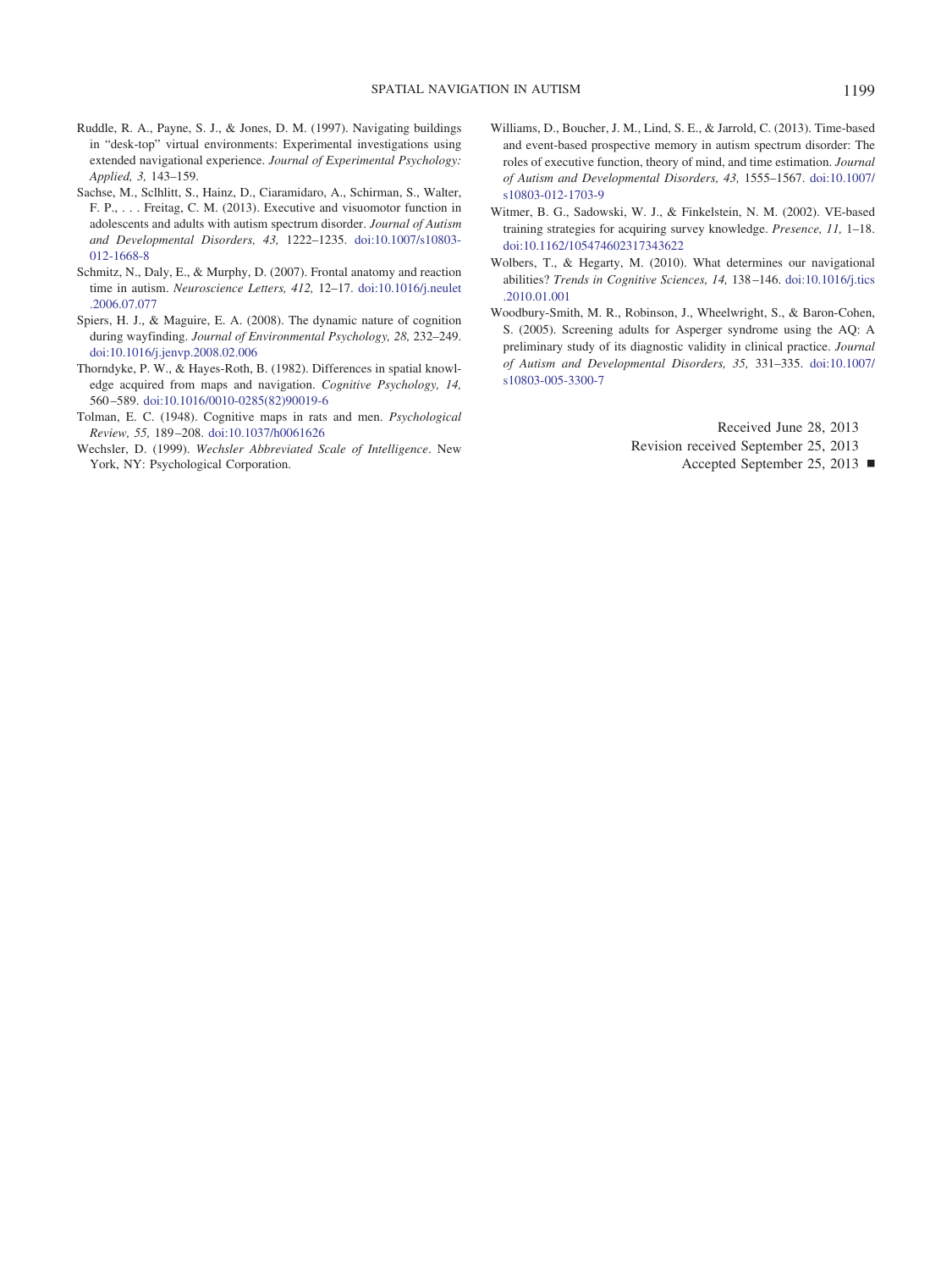Ruddle, R. A., Payne, S. J., & Jones, D. M. (1997). Navigating buildings in "desk-top" virtual environments: Experimental investigations using extended navigational experience. *Journal of Experimental Psychology: Applied, 3,* 143–159.

Sachse, M., Sclhlitt, S., Hainz, D., Ciaramidaro, A., Schirman, S., Walter, F. P., . . . Freitag, C. M. (2013). Executive and visuomotor function in adolescents and adults with autism spectrum disorder. *Journal of Autism and Developmental Disorders, 43,* 1222–1235. doi:10.1007/s10803-012-1668-8

Schmitz, N., Daly, E., & Murphy, D. (2007). Frontal anatomy and reaction time in autism. *Neuroscience Letters, 412,* 12–17. doi:10.1016/j.neulet.2006.07.077

Spiers, H. J., & Maguire, E. A. (2008). The dynamic nature of cognition during wayfinding. *Journal of Environmental Psychology, 28,* 232–249. doi:10.1016/j.jenvp.2008.02.006

Thorndyke, P. W., & Hayes-Roth, B. (1982). Differences in spatial knowledge acquired from maps and navigation. *Cognitive Psychology, 14,* 560–589. doi:10.1016/0010-0285(82)90019-6

Tolman, E. C. (1948). Cognitive maps in rats and men. *Psychological Review, 55,* 189–208. doi:10.1037/h0061626

Wechsler, D. (1999). *Wechsler Abbreviated Scale of Intelligence*. New York, NY: Psychological Corporation.

Williams, D., Boucher, J. M., Lind, S. E., & Jarrold, C. (2013). Time-based and event-based prospective memory in autism spectrum disorder: The roles of executive function, theory of mind, and time estimation. *Journal of Autism and Developmental Disorders, 43,* 1555–1567. doi:10.1007/s10803-012-1703-9

Witmer, B. G., Sadowski, W. J., & Finkelstein, N. M. (2002). VE-based training strategies for acquiring survey knowledge. *Presence, 11,* 1–18. doi:10.1162/105474602317343622

Wolbers, T., & Hegarty, M. (2010). What determines our navigational abilities? *Trends in Cognitive Sciences, 14,* 138–146. doi:10.1016/j.tics.2010.01.001

Woodbury-Smith, M. R., Robinson, J., Wheelwright, S., & Baron-Cohen, S. (2005). Screening adults for Asperger syndrome using the AQ: A preliminary study of its diagnostic validity in clinical practice. *Journal of Autism and Developmental Disorders, 35,* 331–335. doi:10.1007/s10803-005-3300-7

Received June 28, 2013
Revision received September 25, 2013
Accepted September 25, 2013 ■